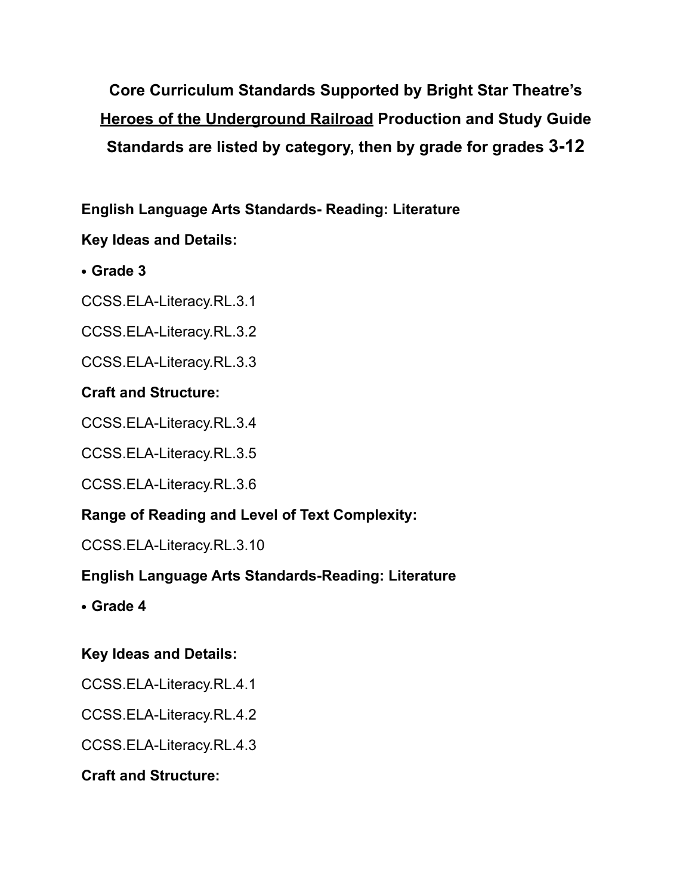# Core Curriculum Standards Supported by Bright Star Theatre's <u>Heroes of the Underground Railroad</u> Production and Study Guide

## Standards are listed by category, then by grade for grades 3-12

**English Language Arts Standards- Reading: Literature**

**Key Ideas and Details:**

- **Grade 3**

CCSS.ELA-Literacy.RL.3.1

CCSS.ELA-Literacy.RL.3.2

CCSS.ELA-Literacy.RL.3.3

**Craft and Structure:**

CCSS.ELA-Literacy.RL.3.4

CCSS.ELA-Literacy.RL.3.5

CCSS.ELA-Literacy.RL.3.6

**Range of Reading and Level of Text Complexity:**

CCSS.ELA-Literacy.RL.3.10

**English Language Arts Standards-Reading: Literature**

- **Grade 4**

**Key Ideas and Details:**

CCSS.ELA-Literacy.RL.4.1

CCSS.ELA-Literacy.RL.4.2

CCSS.ELA-Literacy.RL.4.3

**Craft and Structure:**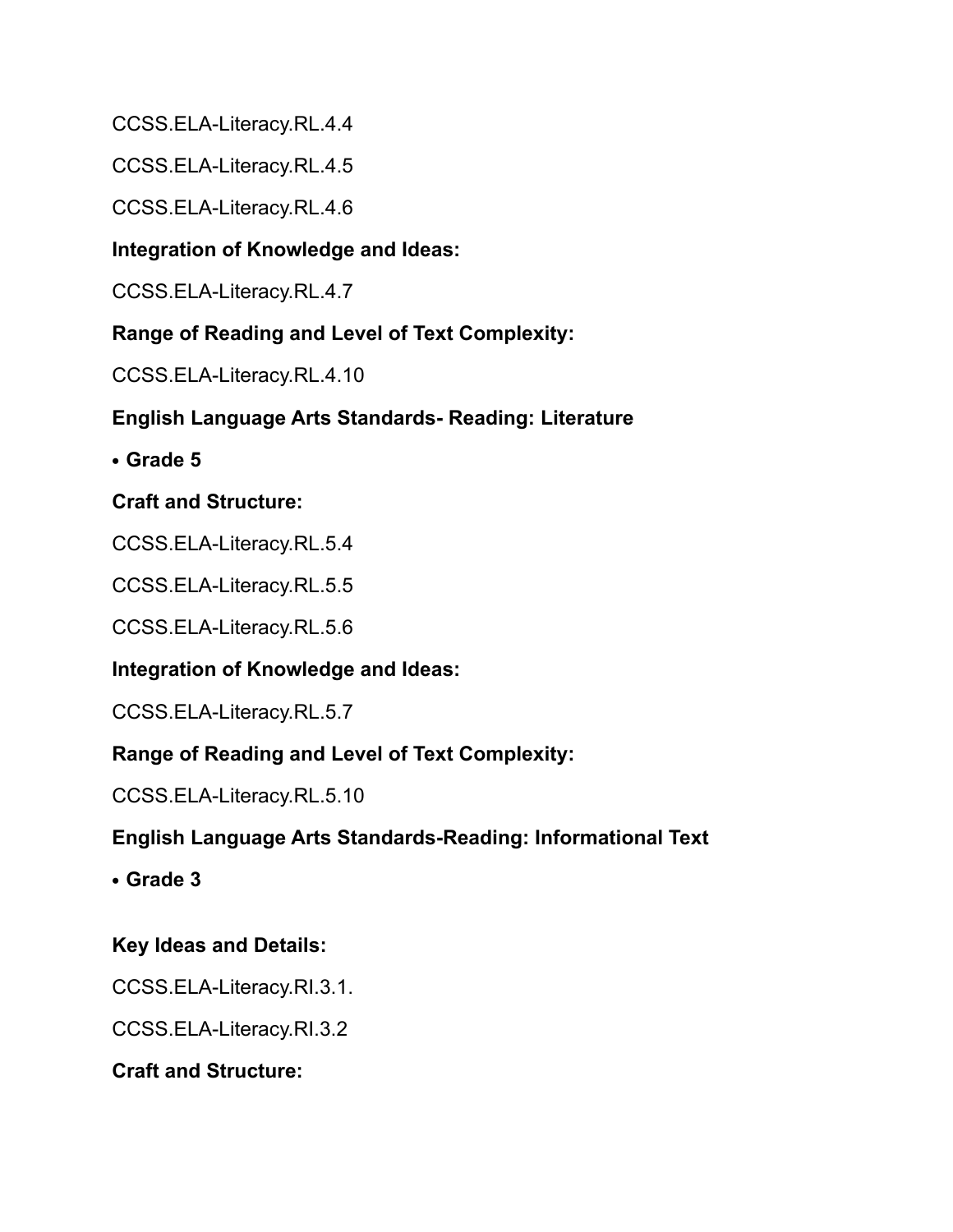CCSS.ELA-Literacy.RL.4.4

CCSS.ELA-Literacy.RL.4.5

CCSS.ELA-Literacy.RL.4.6

**Integration of Knowledge and Ideas:**

CCSS.ELA-Literacy.RL.4.7

**Range of Reading and Level of Text Complexity:**

CCSS.ELA-Literacy.RL.4.10

**English Language Arts Standards- Reading: Literature**

- **Grade 5**

**Craft and Structure:**

CCSS.ELA-Literacy.RL.5.4

CCSS.ELA-Literacy.RL.5.5

CCSS.ELA-Literacy.RL.5.6

**Integration of Knowledge and Ideas:**

CCSS.ELA-Literacy.RL.5.7

**Range of Reading and Level of Text Complexity:**

CCSS.ELA-Literacy.RL.5.10

**English Language Arts Standards-Reading: Informational Text**

- **Grade 3**

**Key Ideas and Details:**

CCSS.ELA-Literacy.RI.3.1.

CCSS.ELA-Literacy.RI.3.2

**Craft and Structure:**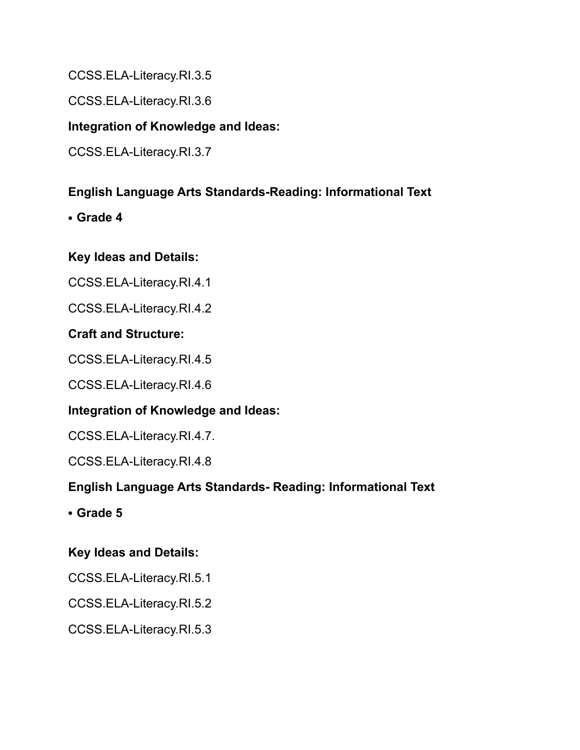CCSS.ELA-Literacy.RI.3.5

CCSS.ELA-Literacy.RI.3.6

**Integration of Knowledge and Ideas:**

CCSS.ELA-Literacy.RI.3.7

**English Language Arts Standards-Reading: Informational Text**

- **Grade 4**

**Key Ideas and Details:**

CCSS.ELA-Literacy.RI.4.1

CCSS.ELA-Literacy.RI.4.2

**Craft and Structure:**

CCSS.ELA-Literacy.RI.4.5

CCSS.ELA-Literacy.RI.4.6

**Integration of Knowledge and Ideas:**

CCSS.ELA-Literacy.RI.4.7.

CCSS.ELA-Literacy.RI.4.8

**English Language Arts Standards- Reading: Informational Text**

- **Grade 5**

**Key Ideas and Details:**

CCSS.ELA-Literacy.RI.5.1

CCSS.ELA-Literacy.RI.5.2

CCSS.ELA-Literacy.RI.5.3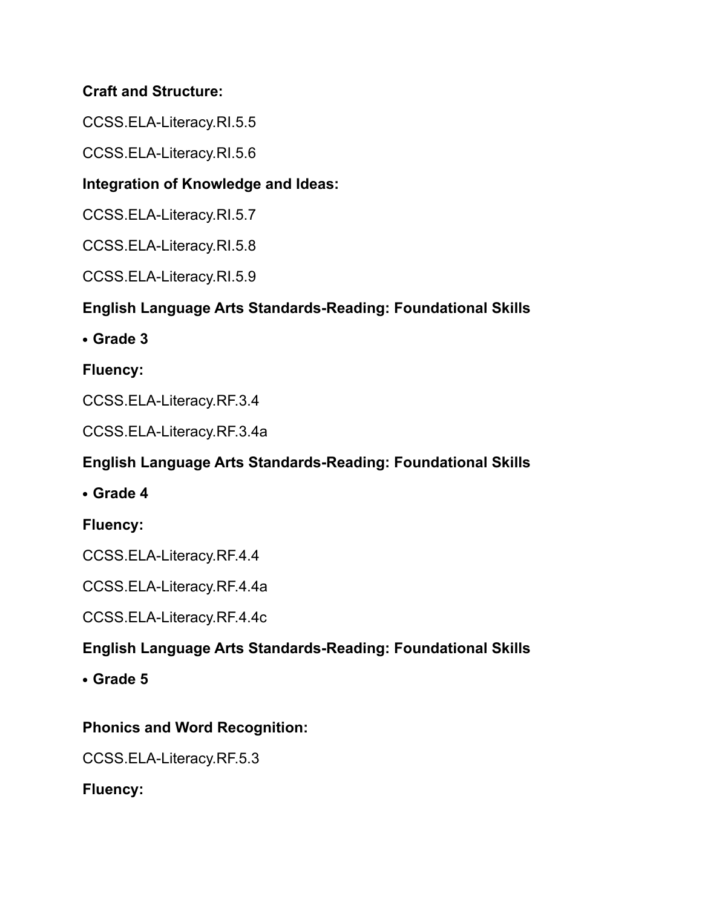**Craft and Structure:**

CCSS.ELA-Literacy.RI.5.5

CCSS.ELA-Literacy.RI.5.6

**Integration of Knowledge and Ideas:**

CCSS.ELA-Literacy.RI.5.7

CCSS.ELA-Literacy.RI.5.8

CCSS.ELA-Literacy.RI.5.9

**English Language Arts Standards-Reading: Foundational Skills**

- **Grade 3**

**Fluency:**

CCSS.ELA-Literacy.RF.3.4

CCSS.ELA-Literacy.RF.3.4a

**English Language Arts Standards-Reading: Foundational Skills**

- **Grade 4**

**Fluency:**

CCSS.ELA-Literacy.RF.4.4

CCSS.ELA-Literacy.RF.4.4a

CCSS.ELA-Literacy.RF.4.4c

**English Language Arts Standards-Reading: Foundational Skills**

- **Grade 5**

**Phonics and Word Recognition:**

CCSS.ELA-Literacy.RF.5.3

**Fluency:**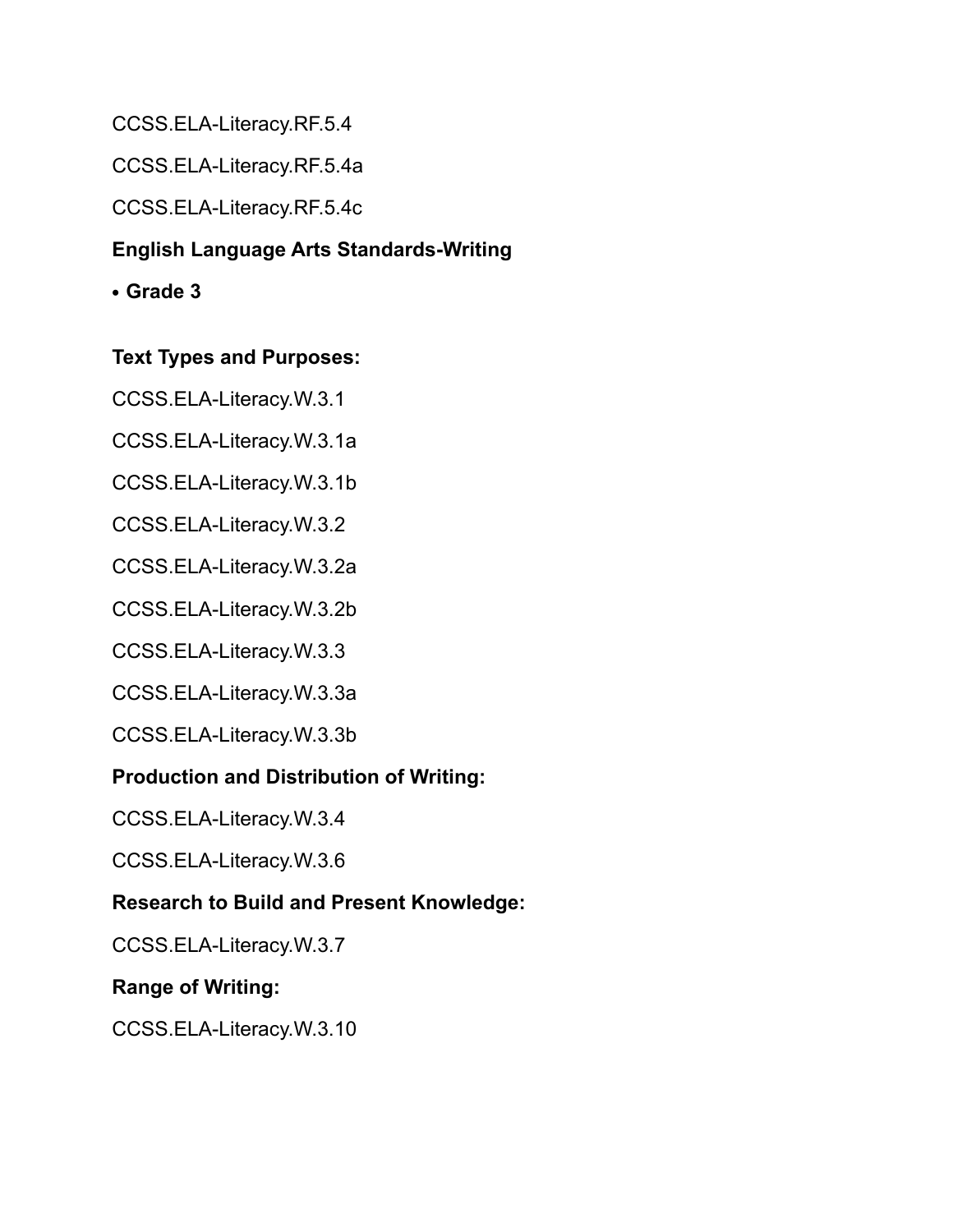CCSS.ELA-Literacy.RF.5.4

CCSS.ELA-Literacy.RF.5.4a

CCSS.ELA-Literacy.RF.5.4c

**English Language Arts Standards-Writing**

- **Grade 3**

**Text Types and Purposes:**

CCSS.ELA-Literacy.W.3.1

CCSS.ELA-Literacy.W.3.1a

CCSS.ELA-Literacy.W.3.1b

CCSS.ELA-Literacy.W.3.2

CCSS.ELA-Literacy.W.3.2a

CCSS.ELA-Literacy.W.3.2b

CCSS.ELA-Literacy.W.3.3

CCSS.ELA-Literacy.W.3.3a

CCSS.ELA-Literacy.W.3.3b

**Production and Distribution of Writing:**

CCSS.ELA-Literacy.W.3.4

CCSS.ELA-Literacy.W.3.6

**Research to Build and Present Knowledge:**

CCSS.ELA-Literacy.W.3.7

**Range of Writing:**

CCSS.ELA-Literacy.W.3.10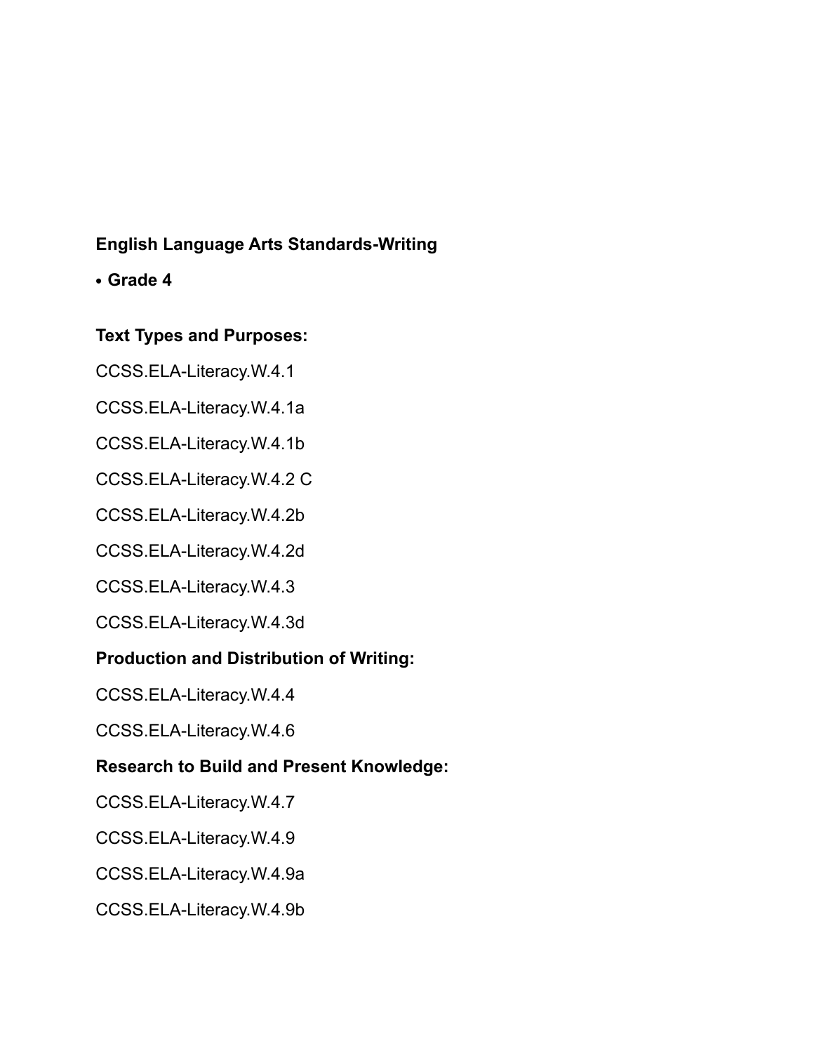**English Language Arts Standards-Writing**

- **Grade 4**

**Text Types and Purposes:**

CCSS.ELA-Literacy.W.4.1

CCSS.ELA-Literacy.W.4.1a

CCSS.ELA-Literacy.W.4.1b

CCSS.ELA-Literacy.W.4.2 C

CCSS.ELA-Literacy.W.4.2b

CCSS.ELA-Literacy.W.4.2d

CCSS.ELA-Literacy.W.4.3

CCSS.ELA-Literacy.W.4.3d

**Production and Distribution of Writing:**

CCSS.ELA-Literacy.W.4.4

CCSS.ELA-Literacy.W.4.6

**Research to Build and Present Knowledge:**

CCSS.ELA-Literacy.W.4.7

CCSS.ELA-Literacy.W.4.9

CCSS.ELA-Literacy.W.4.9a

CCSS.ELA-Literacy.W.4.9b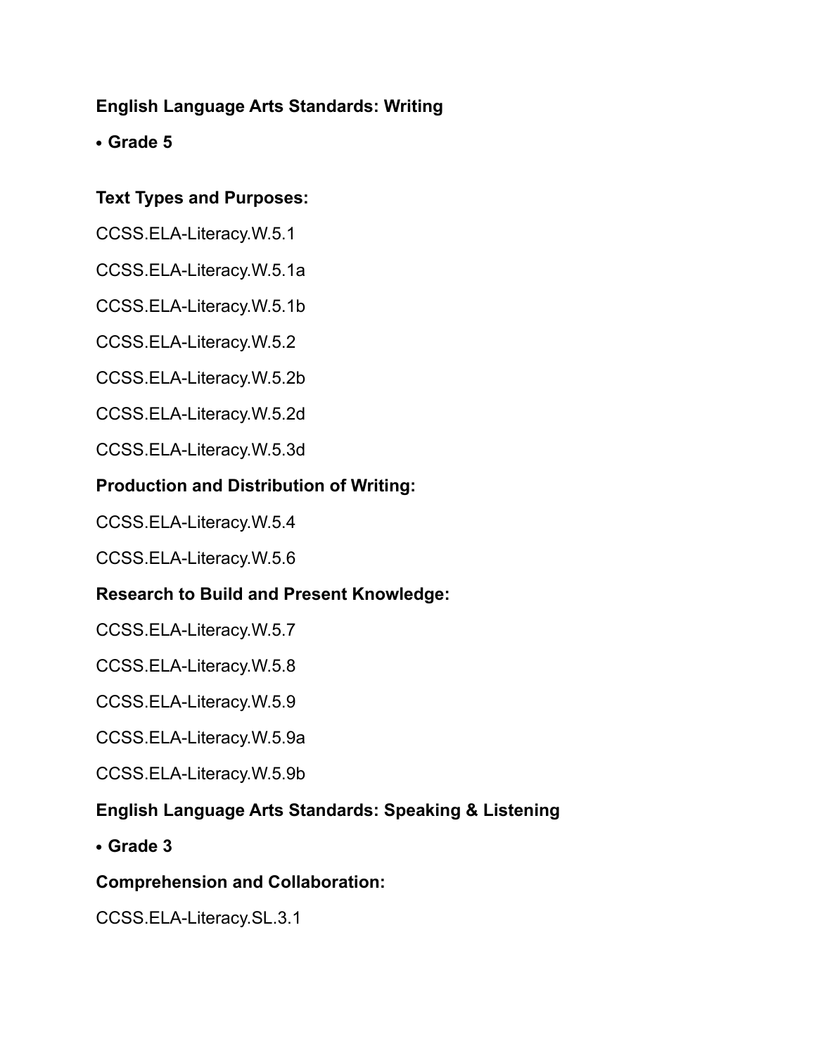**English Language Arts Standards: Writing**

- **Grade 5**

**Text Types and Purposes:**

CCSS.ELA-Literacy.W.5.1

CCSS.ELA-Literacy.W.5.1a

CCSS.ELA-Literacy.W.5.1b

CCSS.ELA-Literacy.W.5.2

CCSS.ELA-Literacy.W.5.2b

CCSS.ELA-Literacy.W.5.2d

CCSS.ELA-Literacy.W.5.3d

**Production and Distribution of Writing:**

CCSS.ELA-Literacy.W.5.4

CCSS.ELA-Literacy.W.5.6

**Research to Build and Present Knowledge:**

CCSS.ELA-Literacy.W.5.7

CCSS.ELA-Literacy.W.5.8

CCSS.ELA-Literacy.W.5.9

CCSS.ELA-Literacy.W.5.9a

CCSS.ELA-Literacy.W.5.9b

**English Language Arts Standards: Speaking & Listening**

- **Grade 3**

**Comprehension and Collaboration:**

CCSS.ELA-Literacy.SL.3.1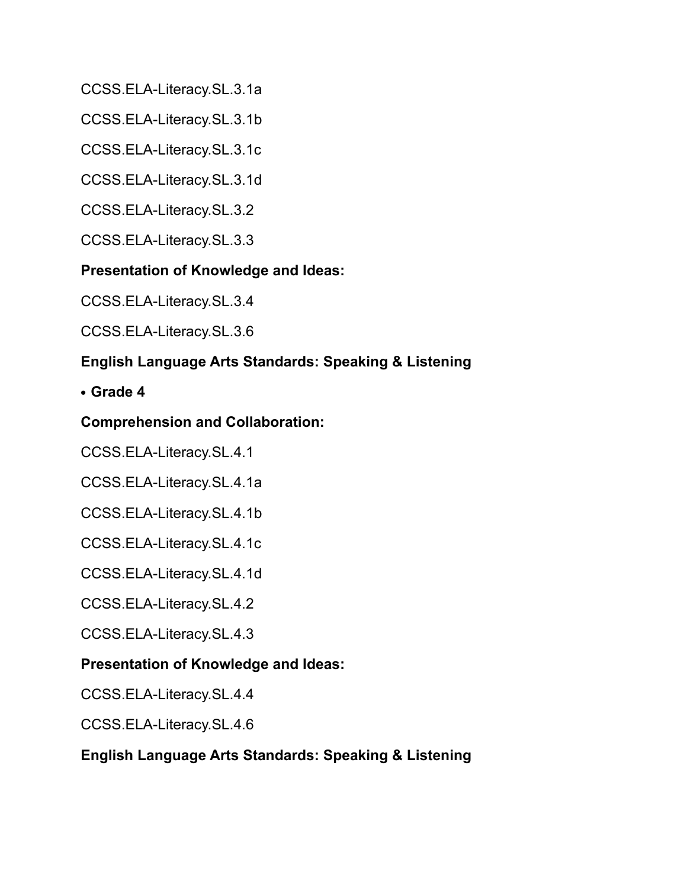CCSS.ELA-Literacy.SL.3.1a

CCSS.ELA-Literacy.SL.3.1b

CCSS.ELA-Literacy.SL.3.1c

CCSS.ELA-Literacy.SL.3.1d

CCSS.ELA-Literacy.SL.3.2

CCSS.ELA-Literacy.SL.3.3

**Presentation of Knowledge and Ideas:**

CCSS.ELA-Literacy.SL.3.4

CCSS.ELA-Literacy.SL.3.6

**English Language Arts Standards: Speaking & Listening**

- **Grade 4**

**Comprehension and Collaboration:**

CCSS.ELA-Literacy.SL.4.1

CCSS.ELA-Literacy.SL.4.1a

CCSS.ELA-Literacy.SL.4.1b

CCSS.ELA-Literacy.SL.4.1c

CCSS.ELA-Literacy.SL.4.1d

CCSS.ELA-Literacy.SL.4.2

CCSS.ELA-Literacy.SL.4.3

**Presentation of Knowledge and Ideas:**

CCSS.ELA-Literacy.SL.4.4

CCSS.ELA-Literacy.SL.4.6

**English Language Arts Standards: Speaking & Listening**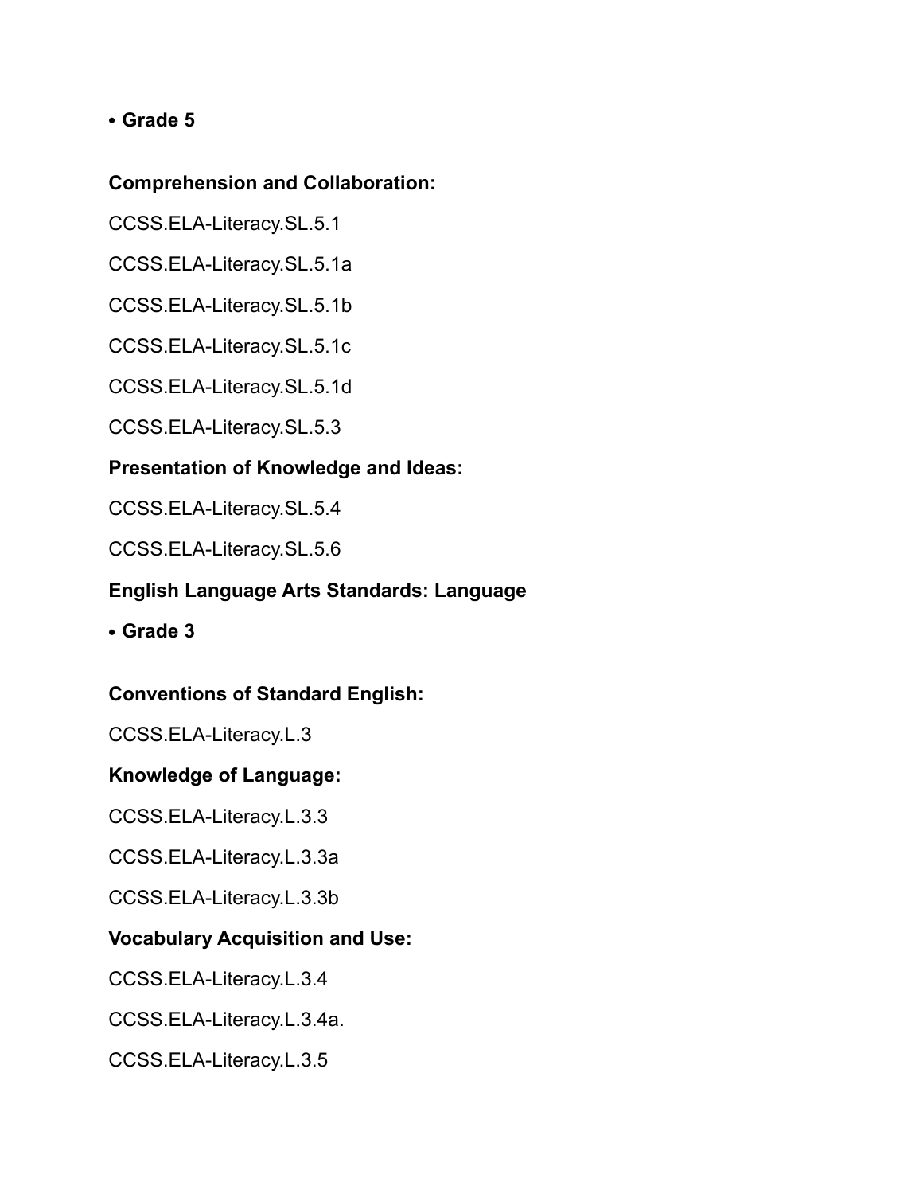- **Grade 5**

**Comprehension and Collaboration:**

CCSS.ELA-Literacy.SL.5.1

CCSS.ELA-Literacy.SL.5.1a

CCSS.ELA-Literacy.SL.5.1b

CCSS.ELA-Literacy.SL.5.1c

CCSS.ELA-Literacy.SL.5.1d

CCSS.ELA-Literacy.SL.5.3

**Presentation of Knowledge and Ideas:**

CCSS.ELA-Literacy.SL.5.4

CCSS.ELA-Literacy.SL.5.6

**English Language Arts Standards: Language**

- **Grade 3**

**Conventions of Standard English:**

CCSS.ELA-Literacy.L.3

**Knowledge of Language:**

CCSS.ELA-Literacy.L.3.3

CCSS.ELA-Literacy.L.3.3a

CCSS.ELA-Literacy.L.3.3b

**Vocabulary Acquisition and Use:**

CCSS.ELA-Literacy.L.3.4

CCSS.ELA-Literacy.L.3.4a.

CCSS.ELA-Literacy.L.3.5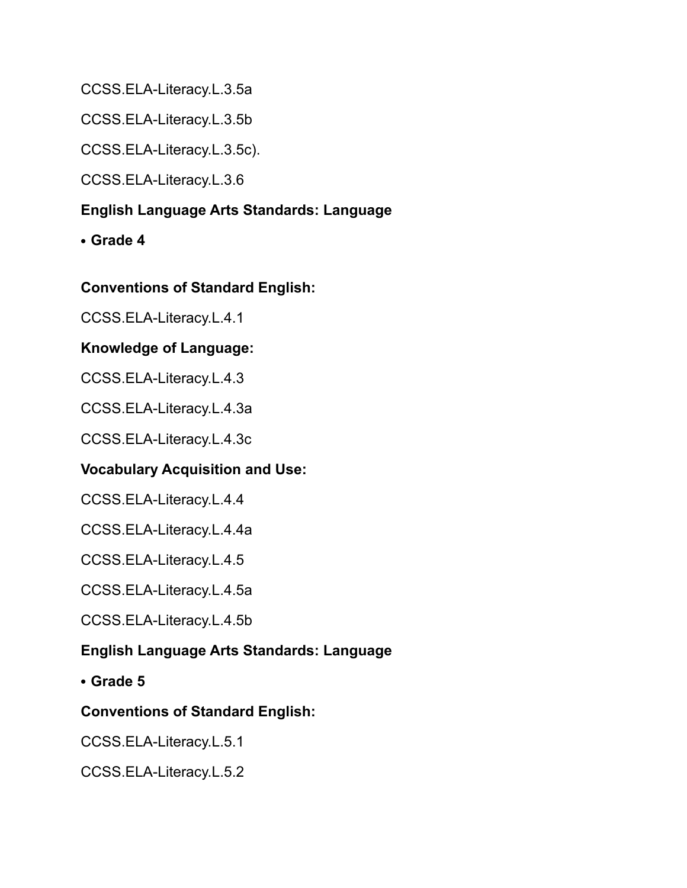CCSS.ELA-Literacy.L.3.5a

CCSS.ELA-Literacy.L.3.5b

CCSS.ELA-Literacy.L.3.5c).

CCSS.ELA-Literacy.L.3.6

**English Language Arts Standards: Language**

- **Grade 4**

**Conventions of Standard English:**

CCSS.ELA-Literacy.L.4.1

**Knowledge of Language:**

CCSS.ELA-Literacy.L.4.3

CCSS.ELA-Literacy.L.4.3a

CCSS.ELA-Literacy.L.4.3c

**Vocabulary Acquisition and Use:**

CCSS.ELA-Literacy.L.4.4

CCSS.ELA-Literacy.L.4.4a

CCSS.ELA-Literacy.L.4.5

CCSS.ELA-Literacy.L.4.5a

CCSS.ELA-Literacy.L.4.5b

**English Language Arts Standards: Language**

- **Grade 5**

**Conventions of Standard English:**

CCSS.ELA-Literacy.L.5.1

CCSS.ELA-Literacy.L.5.2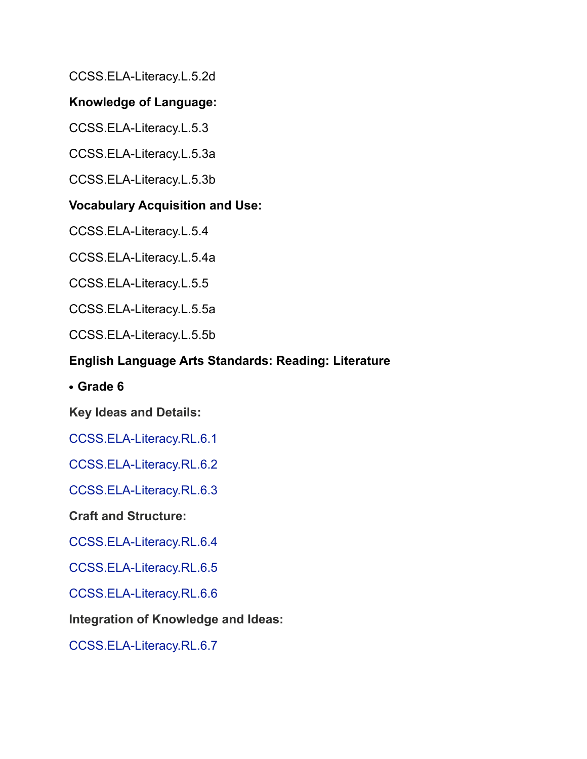CCSS.ELA-Literacy.L.5.2d

**Knowledge of Language:**

CCSS.ELA-Literacy.L.5.3

CCSS.ELA-Literacy.L.5.3a

CCSS.ELA-Literacy.L.5.3b

**Vocabulary Acquisition and Use:**

CCSS.ELA-Literacy.L.5.4

CCSS.ELA-Literacy.L.5.4a

CCSS.ELA-Literacy.L.5.5

CCSS.ELA-Literacy.L.5.5a

CCSS.ELA-Literacy.L.5.5b

**English Language Arts Standards: Reading: Literature**

- **Grade 6**

**Key Ideas and Details:**

CCSS.ELA-Literacy.RL.6.1

CCSS.ELA-Literacy.RL.6.2

CCSS.ELA-Literacy.RL.6.3

**Craft and Structure:**

CCSS.ELA-Literacy.RL.6.4

CCSS.ELA-Literacy.RL.6.5

CCSS.ELA-Literacy.RL.6.6

**Integration of Knowledge and Ideas:**

CCSS.ELA-Literacy.RL.6.7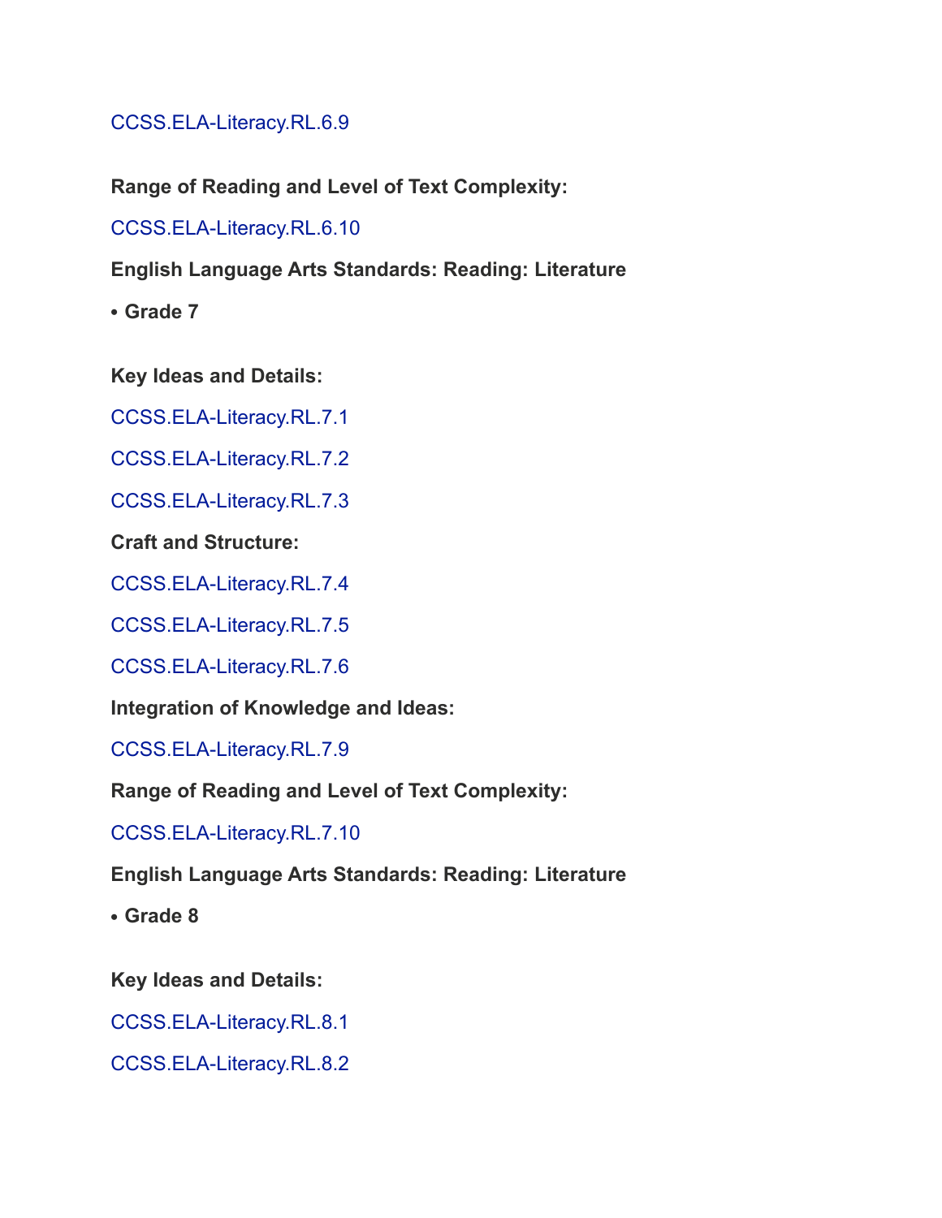CCSS.ELA-Literacy.RL.6.9

**Range of Reading and Level of Text Complexity:**

CCSS.ELA-Literacy.RL.6.10

**English Language Arts Standards: Reading: Literature**

- **Grade 7**

**Key Ideas and Details:**

CCSS.ELA-Literacy.RL.7.1

CCSS.ELA-Literacy.RL.7.2

CCSS.ELA-Literacy.RL.7.3

**Craft and Structure:**

CCSS.ELA-Literacy.RL.7.4

CCSS.ELA-Literacy.RL.7.5

CCSS.ELA-Literacy.RL.7.6

**Integration of Knowledge and Ideas:**

CCSS.ELA-Literacy.RL.7.9

**Range of Reading and Level of Text Complexity:**

CCSS.ELA-Literacy.RL.7.10

**English Language Arts Standards: Reading: Literature**

- **Grade 8**

**Key Ideas and Details:**

CCSS.ELA-Literacy.RL.8.1

CCSS.ELA-Literacy.RL.8.2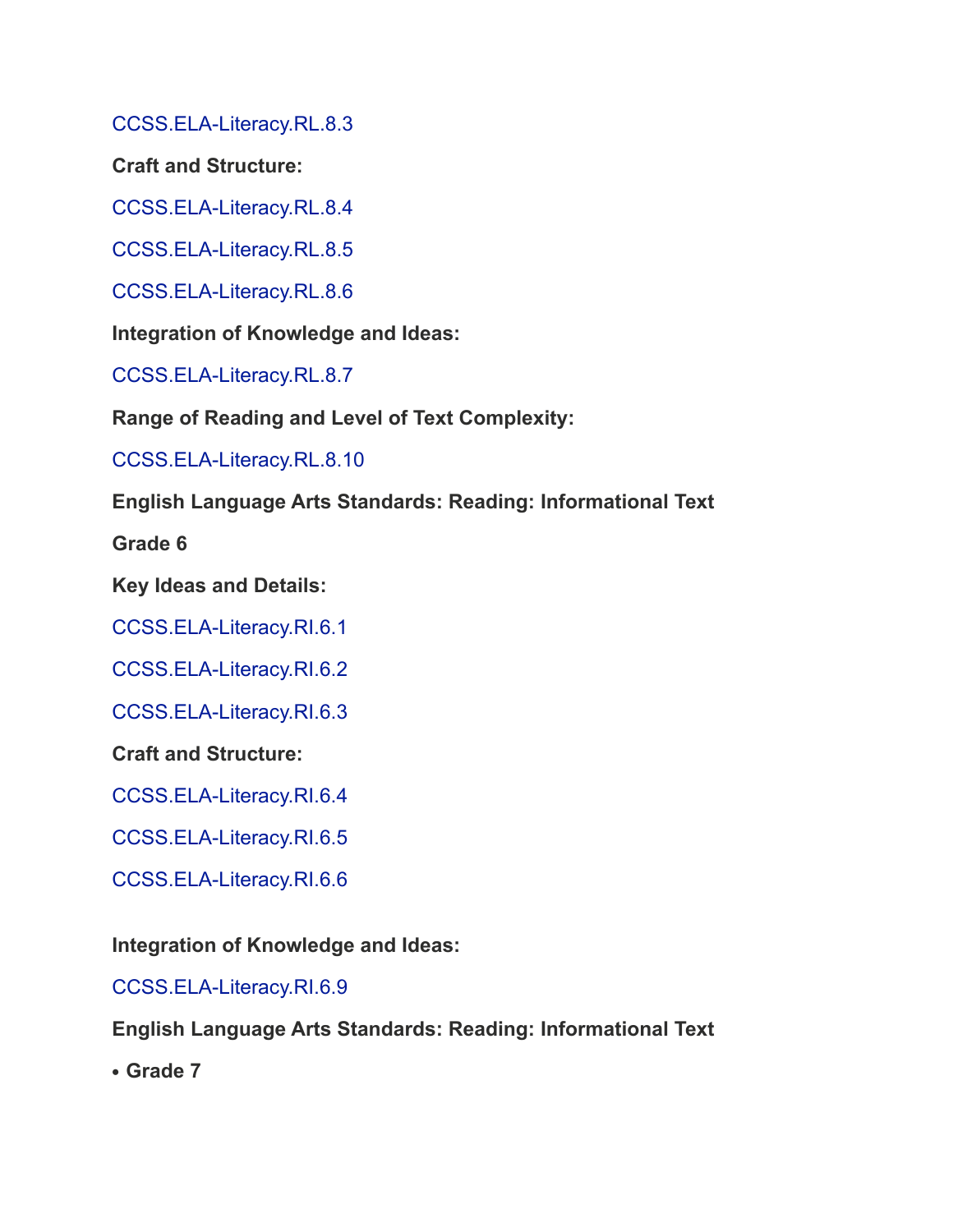CCSS.ELA-Literacy.RL.8.3

**Craft and Structure:**

CCSS.ELA-Literacy.RL.8.4

CCSS.ELA-Literacy.RL.8.5

CCSS.ELA-Literacy.RL.8.6

**Integration of Knowledge and Ideas:**

CCSS.ELA-Literacy.RL.8.7

**Range of Reading and Level of Text Complexity:**

CCSS.ELA-Literacy.RL.8.10

**English Language Arts Standards: Reading: Informational Text**

**Grade 6**

**Key Ideas and Details:**

CCSS.ELA-Literacy.RI.6.1

CCSS.ELA-Literacy.RI.6.2

CCSS.ELA-Literacy.RI.6.3

**Craft and Structure:**

CCSS.ELA-Literacy.RI.6.4

CCSS.ELA-Literacy.RI.6.5

CCSS.ELA-Literacy.RI.6.6

**Integration of Knowledge and Ideas:**

CCSS.ELA-Literacy.RI.6.9

**English Language Arts Standards: Reading: Informational Text**

- **Grade 7**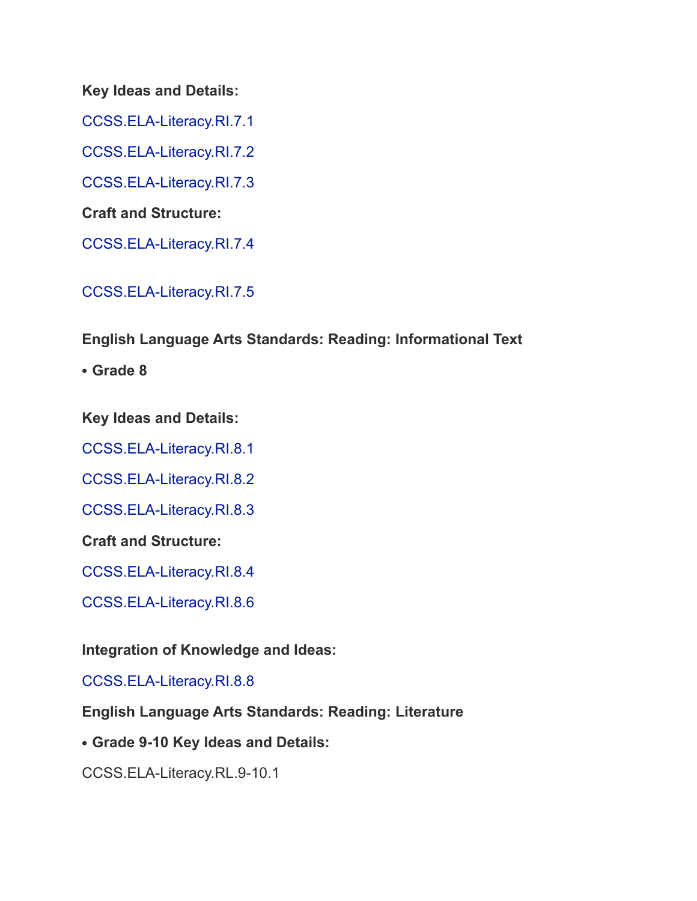**Key Ideas and Details:**

CCSS.ELA-Literacy.RI.7.1

CCSS.ELA-Literacy.RI.7.2

CCSS.ELA-Literacy.RI.7.3

**Craft and Structure:**

CCSS.ELA-Literacy.RI.7.4

CCSS.ELA-Literacy.RI.7.5

**English Language Arts Standards: Reading: Informational Text**

- **Grade 8**

**Key Ideas and Details:**

CCSS.ELA-Literacy.RI.8.1

CCSS.ELA-Literacy.RI.8.2

CCSS.ELA-Literacy.RI.8.3

**Craft and Structure:**

CCSS.ELA-Literacy.RI.8.4

CCSS.ELA-Literacy.RI.8.6

**Integration of Knowledge and Ideas:**

CCSS.ELA-Literacy.RI.8.8

**English Language Arts Standards: Reading: Literature**

- **Grade 9-10 Key Ideas and Details:**

CCSS.ELA-Literacy.RL.9-10.1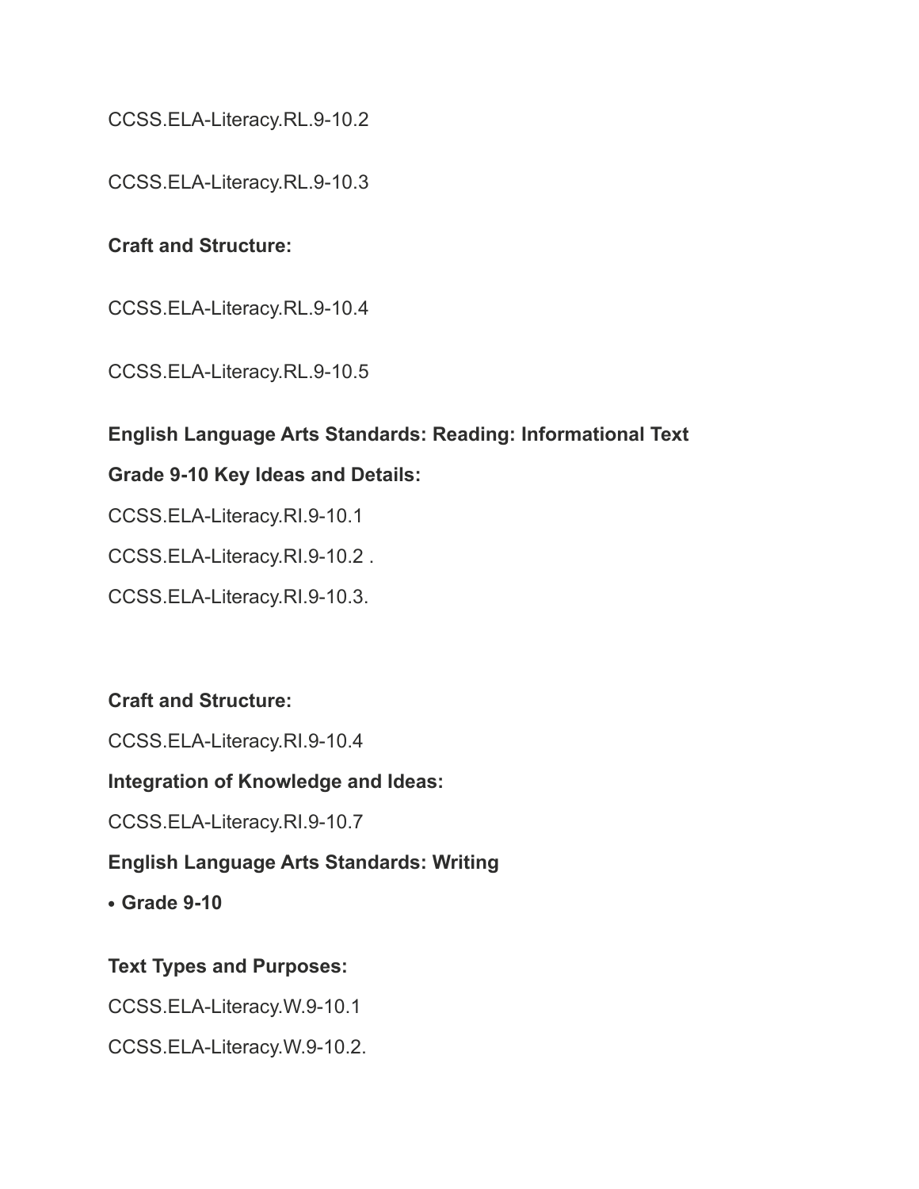CCSS.ELA-Literacy.RL.9-10.2

CCSS.ELA-Literacy.RL.9-10.3

**Craft and Structure:**

CCSS.ELA-Literacy.RL.9-10.4

CCSS.ELA-Literacy.RL.9-10.5

**English Language Arts Standards: Reading: Informational Text**

**Grade 9-10 Key Ideas and Details:**

CCSS.ELA-Literacy.RI.9-10.1

CCSS.ELA-Literacy.RI.9-10.2 .

CCSS.ELA-Literacy.RI.9-10.3.

**Craft and Structure:**

CCSS.ELA-Literacy.RI.9-10.4

**Integration of Knowledge and Ideas:**

CCSS.ELA-Literacy.RI.9-10.7

**English Language Arts Standards: Writing**

- **Grade 9-10**

**Text Types and Purposes:**

CCSS.ELA-Literacy.W.9-10.1

CCSS.ELA-Literacy.W.9-10.2.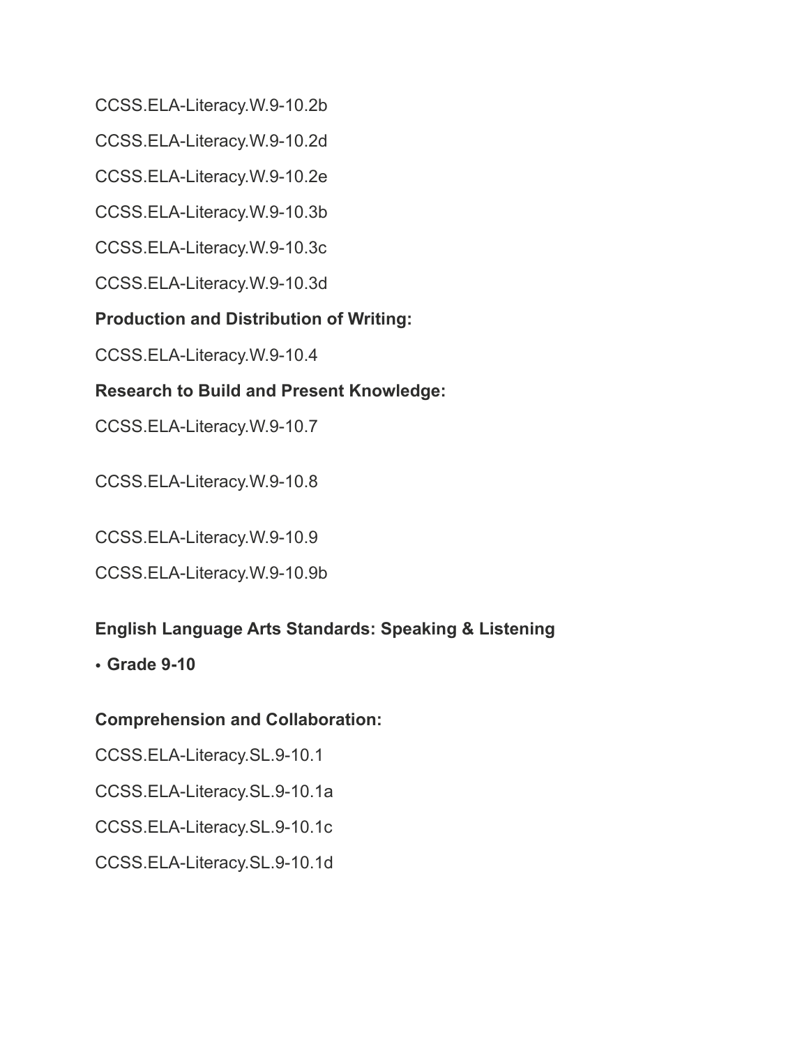CCSS.ELA-Literacy.W.9-10.2b

CCSS.ELA-Literacy.W.9-10.2d

CCSS.ELA-Literacy.W.9-10.2e

CCSS.ELA-Literacy.W.9-10.3b

CCSS.ELA-Literacy.W.9-10.3c

CCSS.ELA-Literacy.W.9-10.3d

**Production and Distribution of Writing:**

CCSS.ELA-Literacy.W.9-10.4

**Research to Build and Present Knowledge:**

CCSS.ELA-Literacy.W.9-10.7

CCSS.ELA-Literacy.W.9-10.8

CCSS.ELA-Literacy.W.9-10.9

CCSS.ELA-Literacy.W.9-10.9b

**English Language Arts Standards: Speaking & Listening**

- **Grade 9-10**

**Comprehension and Collaboration:**

CCSS.ELA-Literacy.SL.9-10.1

CCSS.ELA-Literacy.SL.9-10.1a

CCSS.ELA-Literacy.SL.9-10.1c

CCSS.ELA-Literacy.SL.9-10.1d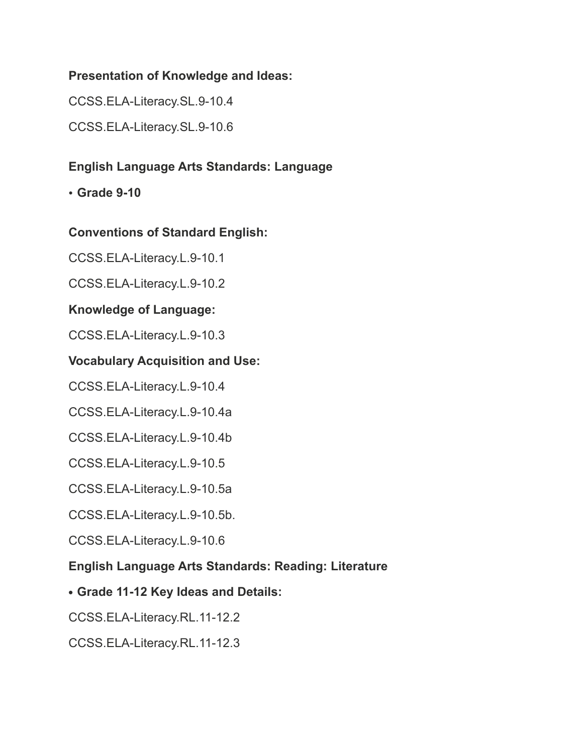**Presentation of Knowledge and Ideas:**

CCSS.ELA-Literacy.SL.9-10.4

CCSS.ELA-Literacy.SL.9-10.6

**English Language Arts Standards: Language**

- **Grade 9-10**

**Conventions of Standard English:**

CCSS.ELA-Literacy.L.9-10.1

CCSS.ELA-Literacy.L.9-10.2

**Knowledge of Language:**

CCSS.ELA-Literacy.L.9-10.3

**Vocabulary Acquisition and Use:**

CCSS.ELA-Literacy.L.9-10.4

CCSS.ELA-Literacy.L.9-10.4a

CCSS.ELA-Literacy.L.9-10.4b

CCSS.ELA-Literacy.L.9-10.5

CCSS.ELA-Literacy.L.9-10.5a

CCSS.ELA-Literacy.L.9-10.5b.

CCSS.ELA-Literacy.L.9-10.6

**English Language Arts Standards: Reading: Literature**

- **Grade 11-12 Key Ideas and Details:**

CCSS.ELA-Literacy.RL.11-12.2

CCSS.ELA-Literacy.RL.11-12.3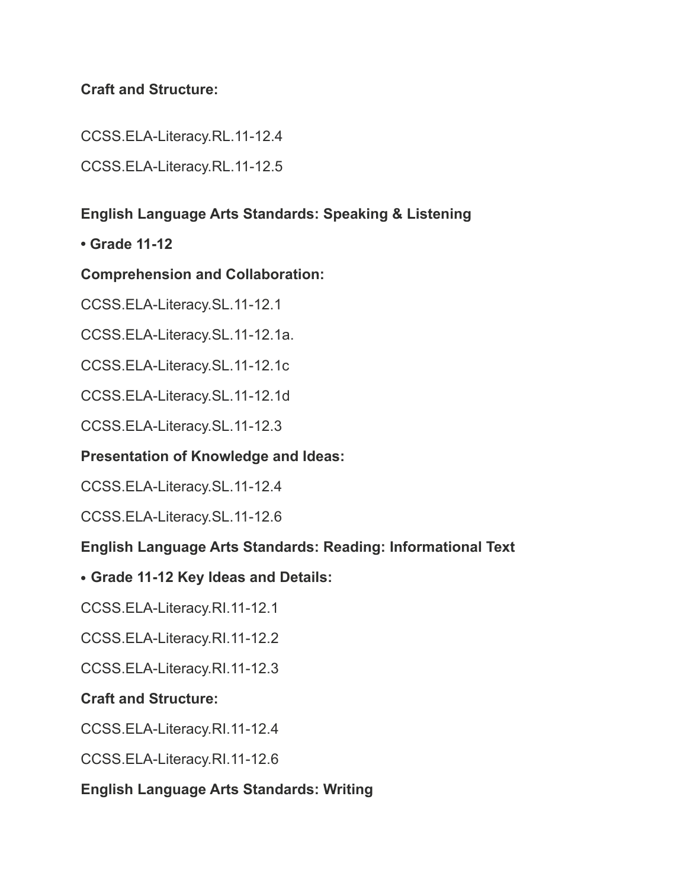**Craft and Structure:**

CCSS.ELA-Literacy.RL.11-12.4

CCSS.ELA-Literacy.RL.11-12.5

**English Language Arts Standards: Speaking & Listening**

**• Grade 11-12**

**Comprehension and Collaboration:**

CCSS.ELA-Literacy.SL.11-12.1

CCSS.ELA-Literacy.SL.11-12.1a.

CCSS.ELA-Literacy.SL.11-12.1c

CCSS.ELA-Literacy.SL.11-12.1d

CCSS.ELA-Literacy.SL.11-12.3

**Presentation of Knowledge and Ideas:**

CCSS.ELA-Literacy.SL.11-12.4

CCSS.ELA-Literacy.SL.11-12.6

**English Language Arts Standards: Reading: Informational Text**

- **Grade 11-12 Key Ideas and Details:**

CCSS.ELA-Literacy.RI.11-12.1

CCSS.ELA-Literacy.RI.11-12.2

CCSS.ELA-Literacy.RI.11-12.3

**Craft and Structure:**

CCSS.ELA-Literacy.RI.11-12.4

CCSS.ELA-Literacy.RI.11-12.6

**English Language Arts Standards: Writing**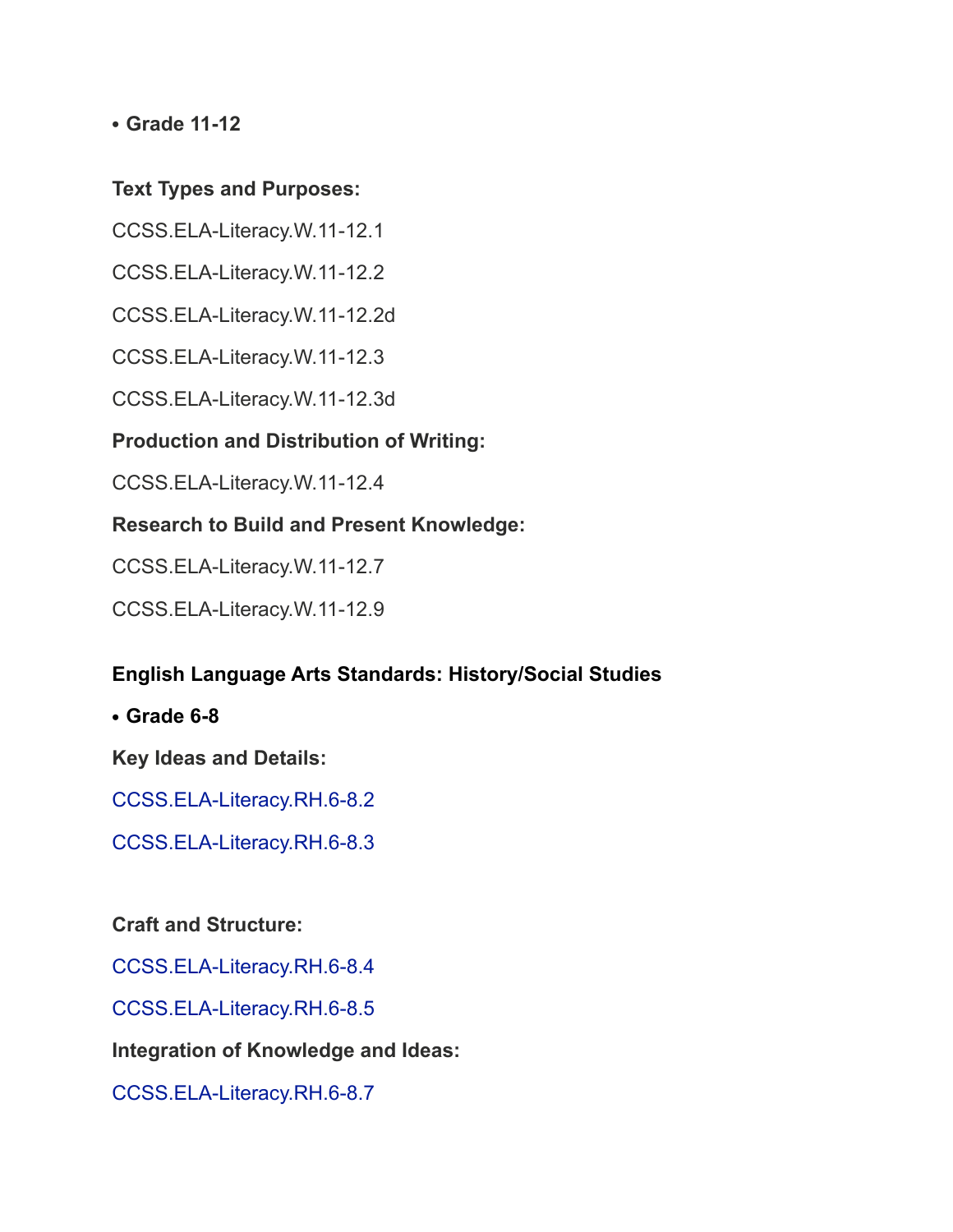- **Grade 11-12**

**Text Types and Purposes:**

CCSS.ELA-Literacy.W.11-12.1

CCSS.ELA-Literacy.W.11-12.2

CCSS.ELA-Literacy.W.11-12.2d

CCSS.ELA-Literacy.W.11-12.3

CCSS.ELA-Literacy.W.11-12.3d

**Production and Distribution of Writing:**

CCSS.ELA-Literacy.W.11-12.4

**Research to Build and Present Knowledge:**

CCSS.ELA-Literacy.W.11-12.7

CCSS.ELA-Literacy.W.11-12.9

**English Language Arts Standards: History/Social Studies**

- **Grade 6-8**

**Key Ideas and Details:**

CCSS.ELA-Literacy.RH.6-8.2

CCSS.ELA-Literacy.RH.6-8.3

**Craft and Structure:**

CCSS.ELA-Literacy.RH.6-8.4

CCSS.ELA-Literacy.RH.6-8.5

**Integration of Knowledge and Ideas:**

CCSS.ELA-Literacy.RH.6-8.7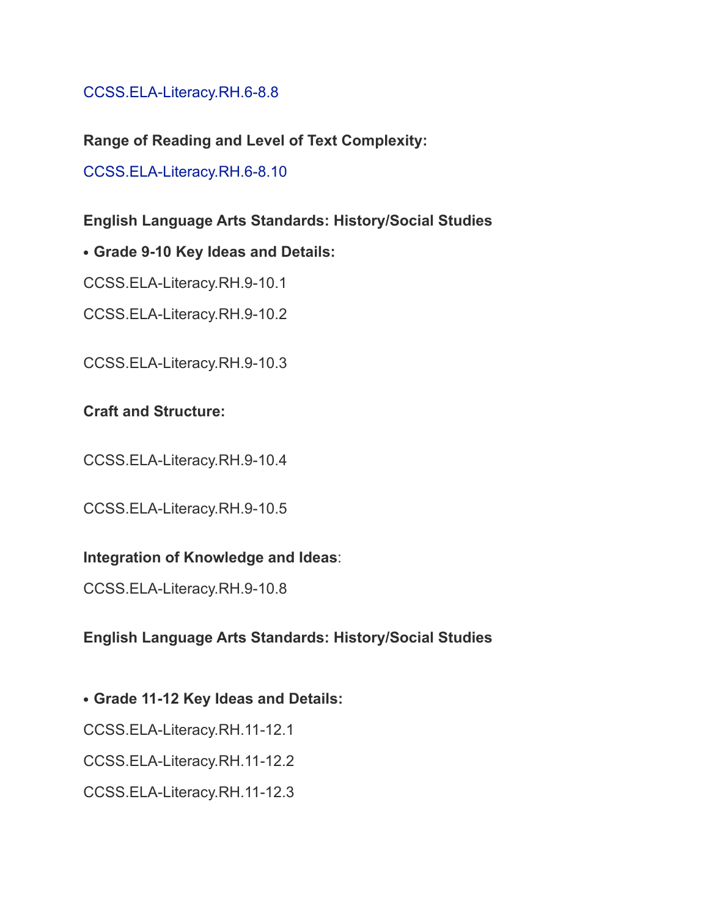CCSS.ELA-Literacy.RH.6-8.8

**Range of Reading and Level of Text Complexity:**

CCSS.ELA-Literacy.RH.6-8.10

**English Language Arts Standards: History/Social Studies**

- **Grade 9-10 Key Ideas and Details:**

CCSS.ELA-Literacy.RH.9-10.1

CCSS.ELA-Literacy.RH.9-10.2

CCSS.ELA-Literacy.RH.9-10.3

**Craft and Structure:**

CCSS.ELA-Literacy.RH.9-10.4

CCSS.ELA-Literacy.RH.9-10.5

**Integration of Knowledge and Ideas**:

CCSS.ELA-Literacy.RH.9-10.8

**English Language Arts Standards: History/Social Studies**

- **Grade 11-12 Key Ideas and Details:**

CCSS.ELA-Literacy.RH.11-12.1

CCSS.ELA-Literacy.RH.11-12.2

CCSS.ELA-Literacy.RH.11-12.3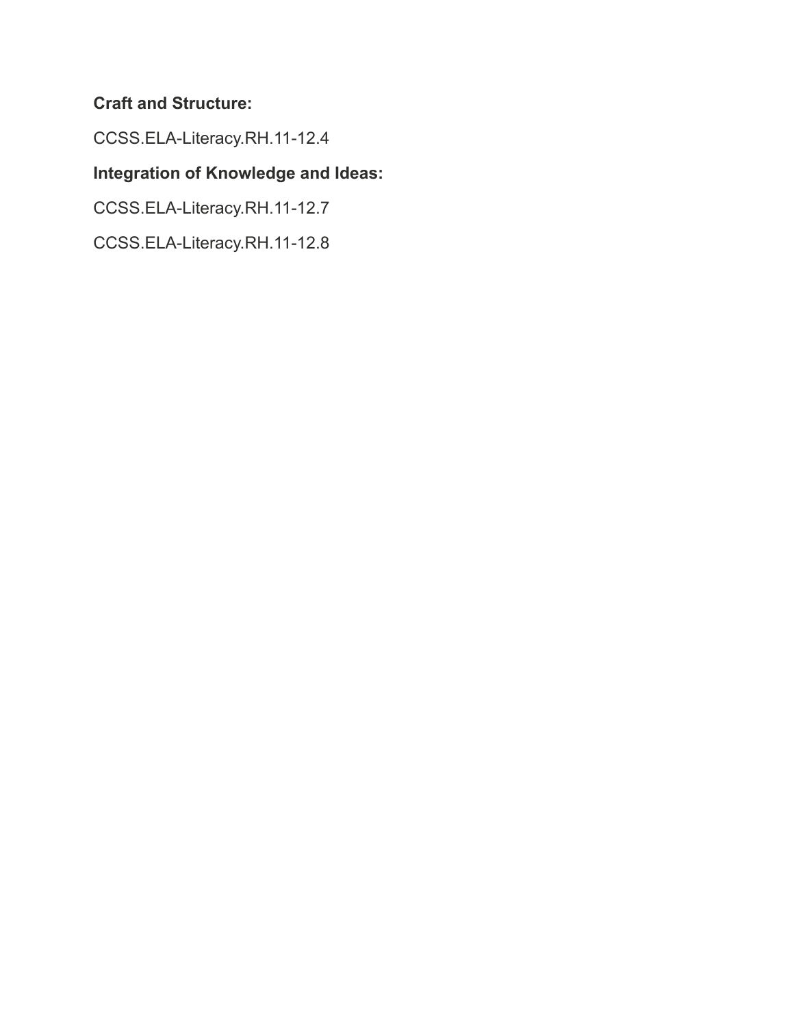**Craft and Structure:**

CCSS.ELA-Literacy.RH.11-12.4

**Integration of Knowledge and Ideas:**

CCSS.ELA-Literacy.RH.11-12.7

CCSS.ELA-Literacy.RH.11-12.8